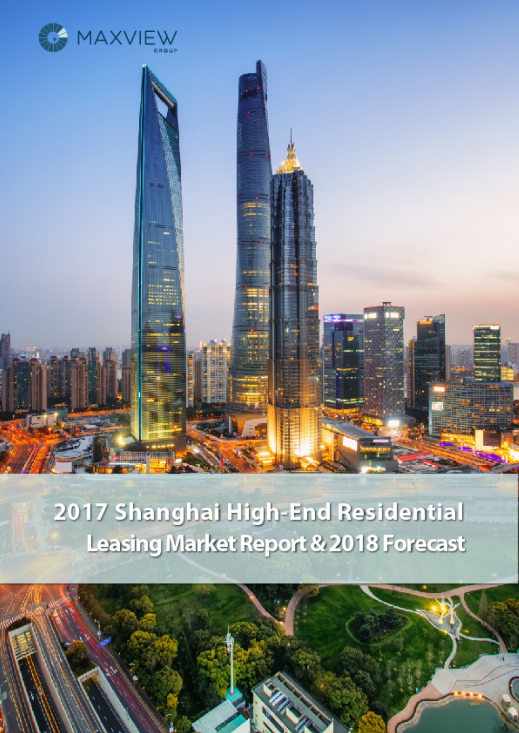MAXVIEW GROUP

# 2017 Shanghai High-End Residential Leasing Market Report & 2018 Forecast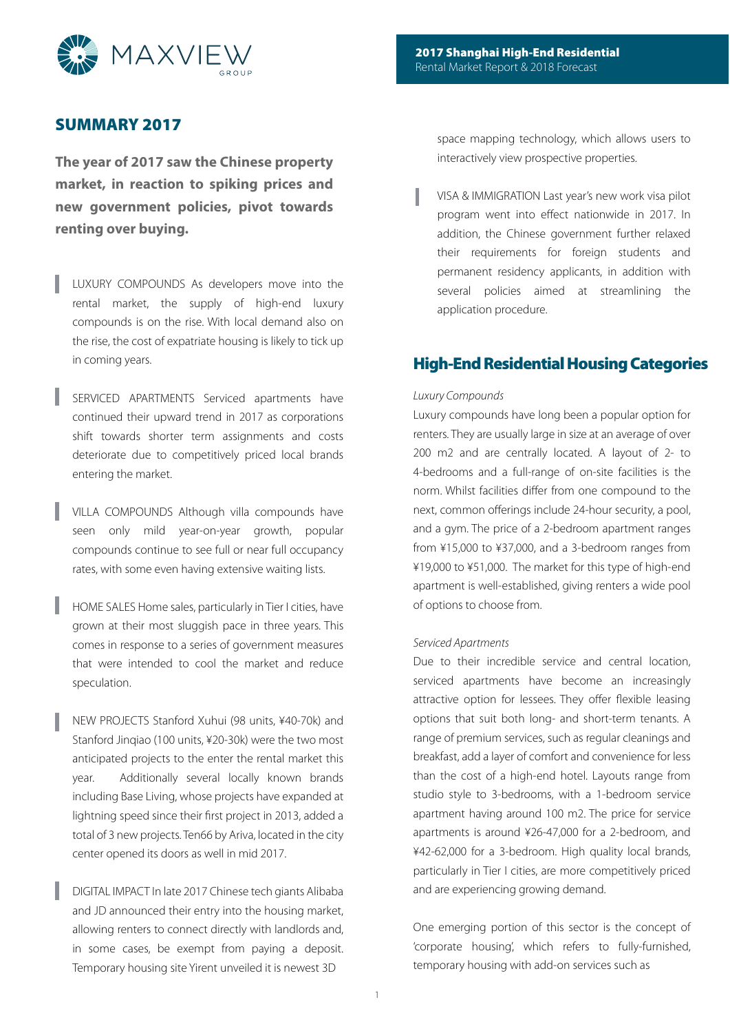## SUMMARY 2017

**The year of 2017 saw the Chinese property market, in reaction to spiking prices and new government policies, pivot towards renting over buying.**

LUXURY COMPOUNDS As developers move into the rental market, the supply of high-end luxury compounds is on the rise. With local demand also on the rise, the cost of expatriate housing is likely to tick up in coming years.

SERVICED APARTMENTS Serviced apartments have continued their upward trend in 2017 as corporations shift towards shorter term assignments and costs deteriorate due to competitively priced local brands entering the market.

VILLA COMPOUNDS Although villa compounds have seen only mild year-on-year growth, popular compounds continue to see full or near full occupancy rates, with some even having extensive waiting lists.

HOME SALES Home sales, particularly in Tier I cities, have grown at their most sluggish pace in three years. This comes in response to a series of government measures that were intended to cool the market and reduce speculation.

NEW PROJECTS Stanford Xuhui (98 units, ¥40-70k) and Stanford Jinqiao (100 units, ¥20-30k) were the two most anticipated projects to the enter the rental market this year. Additionally several locally known brands including Base Living, whose projects have expanded at lightning speed since their first project in 2013, added a total of 3 new projects. Ten66 by Ariva, located in the city center opened its doors as well in mid 2017.

DIGITAL IMPACT In late 2017 Chinese tech giants Alibaba and JD announced their entry into the housing market, allowing renters to connect directly with landlords and, in some cases, be exempt from paying a deposit. Temporary housing site Yirent unveiled it is newest 3D space mapping technology, which allows users to interactively view prospective properties.

VISA & IMMIGRATION Last year's new work visa pilot program went into effect nationwide in 2017. In addition, the Chinese government further relaxed their requirements for foreign students and permanent residency applicants, in addition with several policies aimed at streamlining the application procedure.

## High-End Residential Housing Categories

*Luxury Compounds*

Luxury compounds have long been a popular option for renters. They are usually large in size at an average of over 200 m2 and are centrally located. A layout of 2- to 4-bedrooms and a full-range of on-site facilities is the norm. Whilst facilities differ from one compound to the next, common offerings include 24-hour security, a pool, and a gym. The price of a 2-bedroom apartment ranges from ¥15,000 to ¥37,000, and a 3-bedroom ranges from ¥19,000 to ¥51,000. The market for this type of high-end apartment is well-established, giving renters a wide pool of options to choose from.

*Serviced Apartments*

Due to their incredible service and central location, serviced apartments have become an increasingly attractive option for lessees. They offer flexible leasing options that suit both long- and short-term tenants. A range of premium services, such as regular cleanings and breakfast, add a layer of comfort and convenience for less than the cost of a high-end hotel. Layouts range from studio style to 3-bedrooms, with a 1-bedroom service apartment having around 100 m2. The price for service apartments is around ¥26-47,000 for a 2-bedroom, and ¥42-62,000 for a 3-bedroom. High quality local brands, particularly in Tier I cities, are more competitively priced and are experiencing growing demand.

One emerging portion of this sector is the concept of 'corporate housing', which refers to fully-furnished, temporary housing with add-on services such as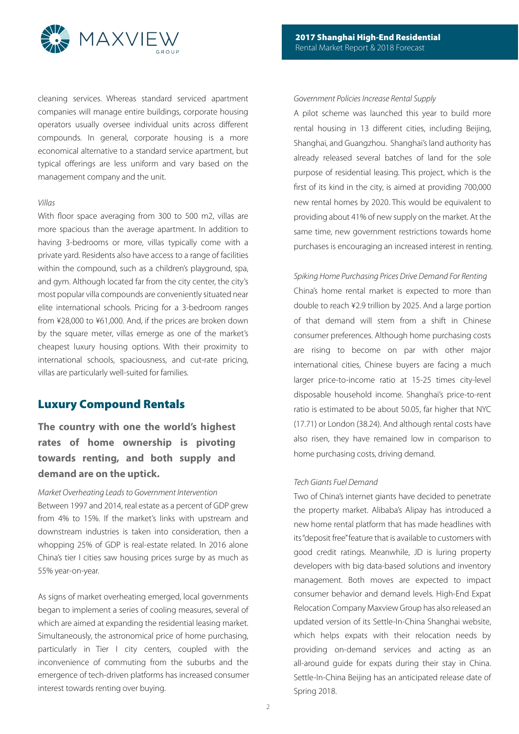cleaning services. Whereas standard serviced apartment companies will manage entire buildings, corporate housing operators usually oversee individual units across different compounds. In general, corporate housing is a more economical alternative to a standard service apartment, but typical offerings are less uniform and vary based on the management company and the unit.

*Villas*

With floor space averaging from 300 to 500 m2, villas are more spacious than the average apartment. In addition to having 3-bedrooms or more, villas typically come with a private yard. Residents also have access to a range of facilities within the compound, such as a children's playground, spa, and gym. Although located far from the city center, the city's most popular villa compounds are conveniently situated near elite international schools. Pricing for a 3-bedroom ranges from ¥28,000 to ¥61,000. And, if the prices are broken down by the square meter, villas emerge as one of the market's cheapest luxury housing options. With their proximity to international schools, spaciousness, and cut-rate pricing, villas are particularly well-suited for families.

## Luxury Compound Rentals

**The country with one the world's highest rates of home ownership is pivoting towards renting, and both supply and demand are on the uptick.**

*Market Overheating Leads to Government Intervention*

Between 1997 and 2014, real estate as a percent of GDP grew from 4% to 15%. If the market's links with upstream and downstream industries is taken into consideration, then a whopping 25% of GDP is real-estate related. In 2016 alone China's tier I cities saw housing prices surge by as much as 55% year-on-year.

As signs of market overheating emerged, local governments began to implement a series of cooling measures, several of which are aimed at expanding the residential leasing market. Simultaneously, the astronomical price of home purchasing, particularly in Tier I city centers, coupled with the inconvenience of commuting from the suburbs and the emergence of tech-driven platforms has increased consumer interest towards renting over buying.

*Government Policies Increase Rental Supply*

A pilot scheme was launched this year to build more rental housing in 13 different cities, including Beijing, Shanghai, and Guangzhou. Shanghai's land authority has already released several batches of land for the sole purpose of residential leasing. This project, which is the first of its kind in the city, is aimed at providing 700,000 new rental homes by 2020. This would be equivalent to providing about 41% of new supply on the market. At the same time, new government restrictions towards home purchases is encouraging an increased interest in renting.

*Spiking Home Purchasing Prices Drive Demand For Renting*

China's home rental market is expected to more than double to reach ¥2.9 trillion by 2025. And a large portion of that demand will stem from a shift in Chinese consumer preferences. Although home purchasing costs are rising to become on par with other major international cities, Chinese buyers are facing a much larger price-to-income ratio at 15-25 times city-level disposable household income. Shanghai's price-to-rent ratio is estimated to be about 50.05, far higher that NYC (17.71) or London (38.24). And although rental costs have also risen, they have remained low in comparison to home purchasing costs, driving demand.

*Tech Giants Fuel Demand*

Two of China's internet giants have decided to penetrate the property market. Alibaba's Alipay has introduced a new home rental platform that has made headlines with its "deposit free" feature that is available to customers with good credit ratings. Meanwhile, JD is luring property developers with big data-based solutions and inventory management. Both moves are expected to impact consumer behavior and demand levels. High-End Expat Relocation Company Maxview Group has also released an updated version of its Settle-In-China Shanghai website, which helps expats with their relocation needs by providing on-demand services and acting as an all-around guide for expats during their stay in China. Settle-In-China Beijing has an anticipated release date of Spring 2018.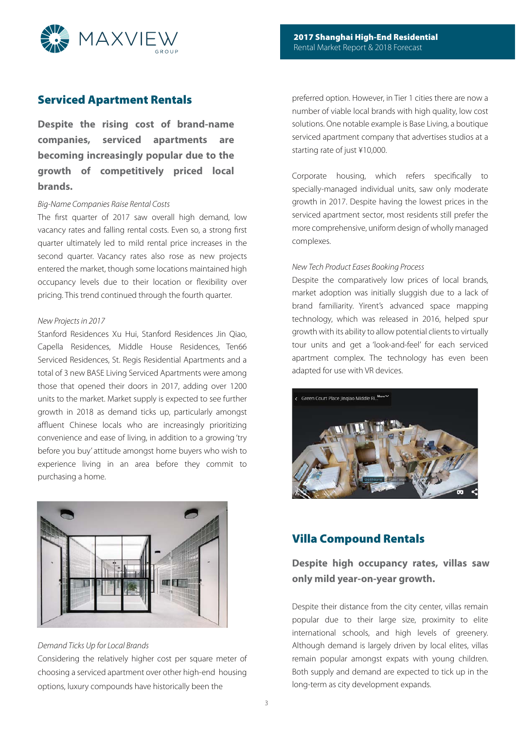## Serviced Apartment Rentals

**Despite the rising cost of brand-name companies, serviced apartments are becoming increasingly popular due to the growth of competitively priced local brands.**

*Big-Name Companies Raise Rental Costs*

The first quarter of 2017 saw overall high demand, low vacancy rates and falling rental costs. Even so, a strong first quarter ultimately led to mild rental price increases in the second quarter. Vacancy rates also rose as new projects entered the market, though some locations maintained high occupancy levels due to their location or flexibility over pricing. This trend continued through the fourth quarter.

*New Projects in 2017*

Stanford Residences Xu Hui, Stanford Residences Jin Qiao, Capella Residences, Middle House Residences, Ten66 Serviced Residences, St. Regis Residential Apartments and a total of 3 new BASE Living Serviced Apartments were among those that opened their doors in 2017, adding over 1200 units to the market. Market supply is expected to see further growth in 2018 as demand ticks up, particularly amongst affluent Chinese locals who are increasingly prioritizing convenience and ease of living, in addition to a growing 'try before you buy' attitude amongst home buyers who wish to experience living in an area before they commit to purchasing a home.

*Demand Ticks Up for Local Brands*

Considering the relatively higher cost per square meter of choosing a serviced apartment over other high-end housing options, luxury compounds have historically been the preferred option. However, in Tier 1 cities there are now a number of viable local brands with high quality, low cost solutions. One notable example is Base Living, a boutique serviced apartment company that advertises studios at a starting rate of just ¥10,000.

Corporate housing, which refers specifically to specially-managed individual units, saw only moderate growth in 2017. Despite having the lowest prices in the serviced apartment sector, most residents still prefer the more comprehensive, uniform design of wholly managed complexes.

*New Tech Product Eases Booking Process*

Despite the comparatively low prices of local brands, market adoption was initially sluggish due to a lack of brand familiarity. Yirent's advanced space mapping technology, which was released in 2016, helped spur growth with its ability to allow potential clients to virtually tour units and get a 'look-and-feel' for each serviced apartment complex. The technology has even been adapted for use with VR devices.

## Villa Compound Rentals

**Despite high occupancy rates, villas saw only mild year-on-year growth.**

Despite their distance from the city center, villas remain popular due to their large size, proximity to elite international schools, and high levels of greenery. Although demand is largely driven by local elites, villas remain popular amongst expats with young children. Both supply and demand are expected to tick up in the long-term as city development expands.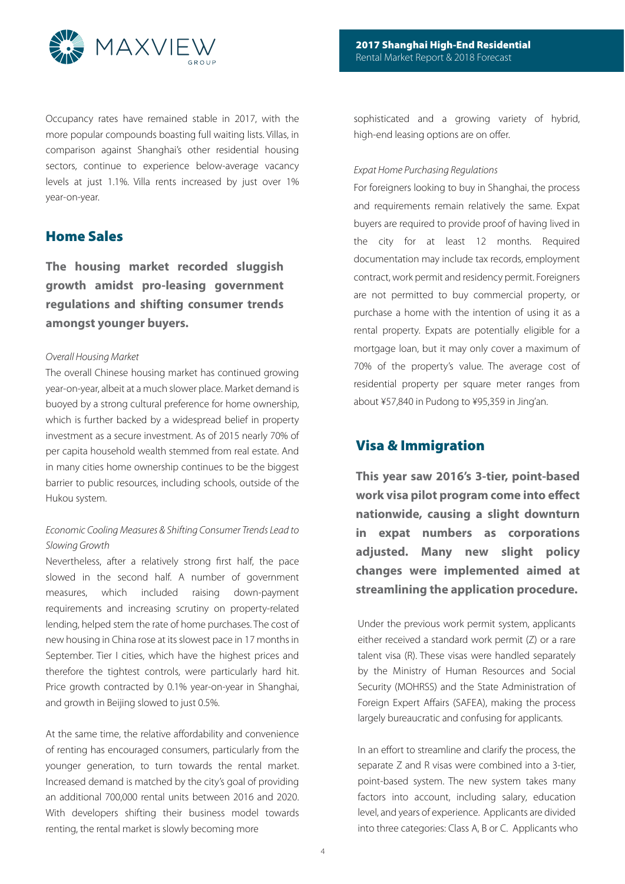Occupancy rates have remained stable in 2017, with the more popular compounds boasting full waiting lists. Villas, in comparison against Shanghai's other residential housing sectors, continue to experience below-average vacancy levels at just 1.1%. Villa rents increased by just over 1% year-on-year.

## Home Sales

**The housing market recorded sluggish growth amidst pro-leasing government regulations and shifting consumer trends amongst younger buyers.**

*Overall Housing Market*

The overall Chinese housing market has continued growing year-on-year, albeit at a much slower place. Market demand is buoyed by a strong cultural preference for home ownership, which is further backed by a widespread belief in property investment as a secure investment. As of 2015 nearly 70% of per capita household wealth stemmed from real estate. And in many cities home ownership continues to be the biggest barrier to public resources, including schools, outside of the Hukou system.

*Economic Cooling Measures & Shifting Consumer Trends Lead to Slowing Growth*

Nevertheless, after a relatively strong first half, the pace slowed in the second half. A number of government measures, which included raising down-payment requirements and increasing scrutiny on property-related lending, helped stem the rate of home purchases. The cost of new housing in China rose at its slowest pace in 17 months in September. Tier I cities, which have the highest prices and therefore the tightest controls, were particularly hard hit. Price growth contracted by 0.1% year-on-year in Shanghai, and growth in Beijing slowed to just 0.5%.

At the same time, the relative affordability and convenience of renting has encouraged consumers, particularly from the younger generation, to turn towards the rental market. Increased demand is matched by the city's goal of providing an additional 700,000 rental units between 2016 and 2020. With developers shifting their business model towards renting, the rental market is slowly becoming more sophisticated and a growing variety of hybrid, high-end leasing options are on offer.

*Expat Home Purchasing Regulations*

For foreigners looking to buy in Shanghai, the process and requirements remain relatively the same. Expat buyers are required to provide proof of having lived in the city for at least 12 months. Required documentation may include tax records, employment contract, work permit and residency permit. Foreigners are not permitted to buy commercial property, or purchase a home with the intention of using it as a rental property. Expats are potentially eligible for a mortgage loan, but it may only cover a maximum of 70% of the property's value. The average cost of residential property per square meter ranges from about ¥57,840 in Pudong to ¥95,359 in Jing'an.

## Visa & Immigration

**This year saw 2016's 3-tier, point-based work visa pilot program come into effect nationwide, causing a slight downturn in expat numbers as corporations adjusted. Many new slight policy changes were implemented aimed at streamlining the application procedure.**

Under the previous work permit system, applicants either received a standard work permit (Z) or a rare talent visa (R). These visas were handled separately by the Ministry of Human Resources and Social Security (MOHRSS) and the State Administration of Foreign Expert Affairs (SAFEA), making the process largely bureaucratic and confusing for applicants.

In an effort to streamline and clarify the process, the separate Z and R visas were combined into a 3-tier, point-based system. The new system takes many factors into account, including salary, education level, and years of experience. Applicants are divided into three categories: Class A, B or C. Applicants who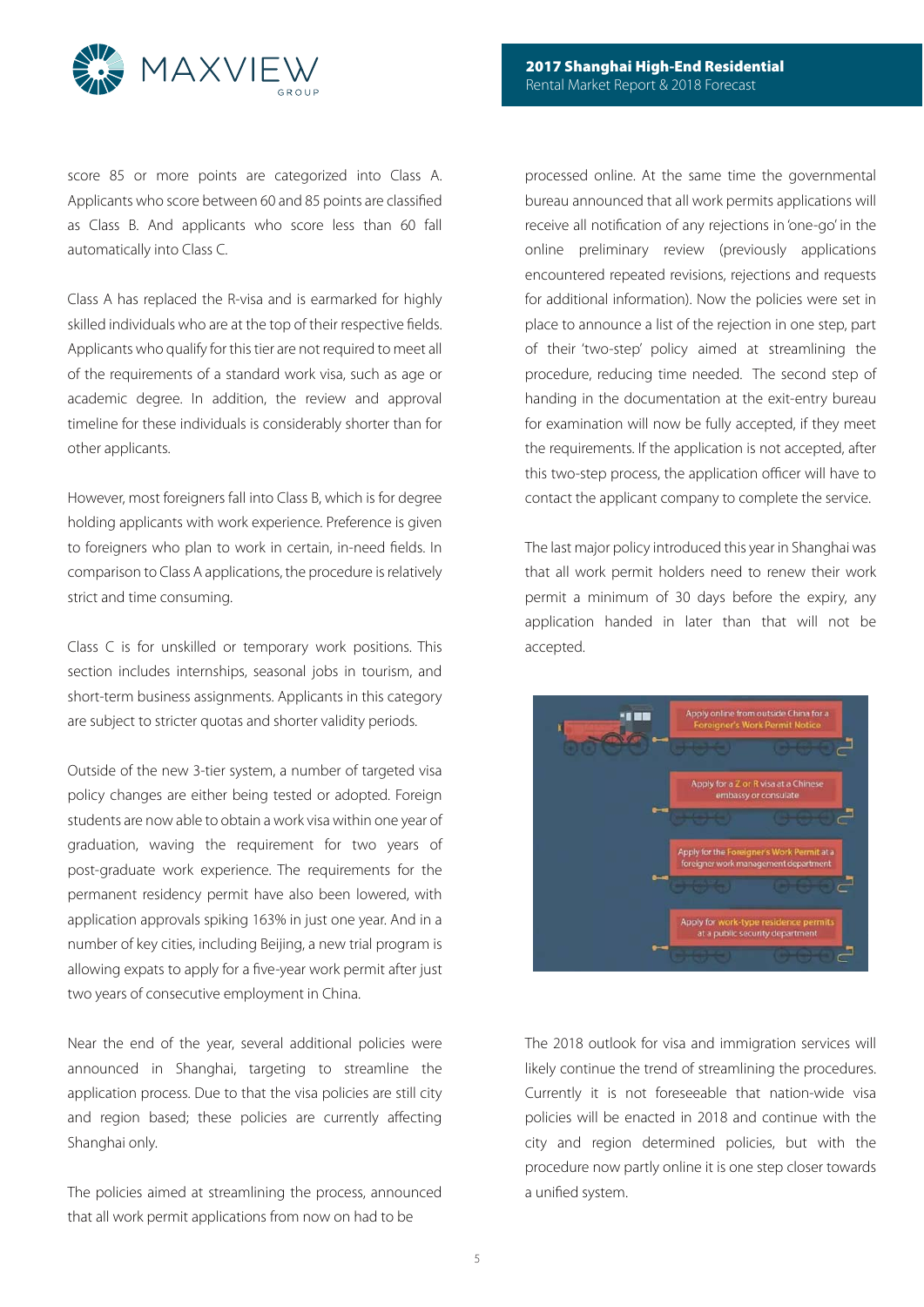score 85 or more points are categorized into Class A. Applicants who score between 60 and 85 points are classified as Class B. And applicants who score less than 60 fall automatically into Class C.

Class A has replaced the R-visa and is earmarked for highly skilled individuals who are at the top of their respective fields. Applicants who qualify for this tier are not required to meet all of the requirements of a standard work visa, such as age or academic degree. In addition, the review and approval timeline for these individuals is considerably shorter than for other applicants.

However, most foreigners fall into Class B, which is for degree holding applicants with work experience. Preference is given to foreigners who plan to work in certain, in-need fields. In comparison to Class A applications, the procedure is relatively strict and time consuming.

Class C is for unskilled or temporary work positions. This section includes internships, seasonal jobs in tourism, and short-term business assignments. Applicants in this category are subject to stricter quotas and shorter validity periods.

Outside of the new 3-tier system, a number of targeted visa policy changes are either being tested or adopted. Foreign students are now able to obtain a work visa within one year of graduation, waving the requirement for two years of post-graduate work experience. The requirements for the permanent residency permit have also been lowered, with application approvals spiking 163% in just one year. And in a number of key cities, including Beijing, a new trial program is allowing expats to apply for a five-year work permit after just two years of consecutive employment in China.

Near the end of the year, several additional policies were announced in Shanghai, targeting to streamline the application process. Due to that the visa policies are still city and region based; these policies are currently affecting Shanghai only.

The policies aimed at streamlining the process, announced that all work permit applications from now on had to be processed online. At the same time the governmental bureau announced that all work permits applications will receive all notification of any rejections in 'one-go' in the online preliminary review (previously applications encountered repeated revisions, rejections and requests for additional information). Now the policies were set in place to announce a list of the rejection in one step, part of their 'two-step' policy aimed at streamlining the procedure, reducing time needed. The second step of handing in the documentation at the exit-entry bureau for examination will now be fully accepted, if they meet the requirements. If the application is not accepted, after this two-step process, the application officer will have to contact the applicant company to complete the service.

The last major policy introduced this year in Shanghai was that all work permit holders need to renew their work permit a minimum of 30 days before the expiry, any application handed in later than that will not be accepted.

Apply online from outside China for a Foreigner's Work Permit Notice

Apply for a Z or R visa at a Chinese embassy or consulate

Apply for the Foreigner's Work Permit at a foreigner work management department

Apply for work-type residence permits at a public security department

The 2018 outlook for visa and immigration services will likely continue the trend of streamlining the procedures. Currently it is not foreseeable that nation-wide visa policies will be enacted in 2018 and continue with the city and region determined policies, but with the procedure now partly online it is one step closer towards a unified system.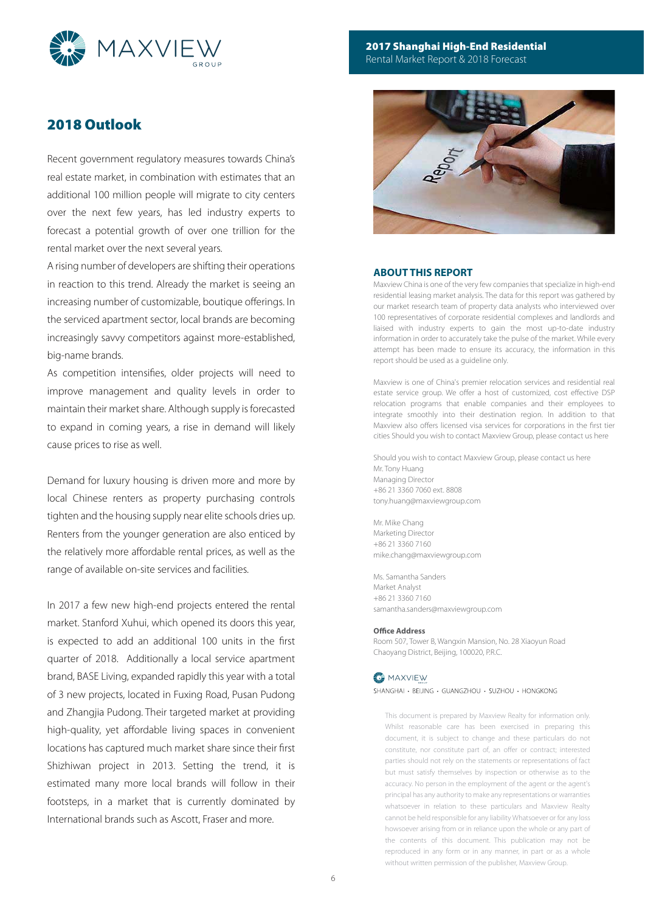## 2018 Outlook

Recent government regulatory measures towards China's real estate market, in combination with estimates that an additional 100 million people will migrate to city centers over the next few years, has led industry experts to forecast a potential growth of over one trillion for the rental market over the next several years.

A rising number of developers are shifting their operations in reaction to this trend. Already the market is seeing an increasing number of customizable, boutique offerings. In the serviced apartment sector, local brands are becoming increasingly savvy competitors against more-established, big-name brands.

As competition intensifies, older projects will need to improve management and quality levels in order to maintain their market share. Although supply is forecasted to expand in coming years, a rise in demand will likely cause prices to rise as well.

Demand for luxury housing is driven more and more by local Chinese renters as property purchasing controls tighten and the housing supply near elite schools dries up. Renters from the younger generation are also enticed by the relatively more affordable rental prices, as well as the range of available on-site services and facilities.

In 2017 a few new high-end projects entered the rental market. Stanford Xuhui, which opened its doors this year, is expected to add an additional 100 units in the first quarter of 2018. Additionally a local service apartment brand, BASE Living, expanded rapidly this year with a total of 3 new projects, located in Fuxing Road, Pusan Pudong and Zhangjia Pudong. Their targeted market at providing high-quality, yet affordable living spaces in convenient locations has captured much market share since their first Shizhiwan project in 2013. Setting the trend, it is estimated many more local brands will follow in their footsteps, in a market that is currently dominated by International brands such as Ascott, Fraser and more.

### ABOUT THIS REPORT

Maxview China is one of the very few companies that specialize in high-end residential leasing market analysis. The data for this report was gathered by our market research team of property data analysts who interviewed over 100 representatives of corporate residential complexes and landlords and liaised with industry experts to gain the most up-to-date industry information in order to accurately take the pulse of the market. While every attempt has been made to ensure its accuracy, the information in this report should be used as a guideline only.

Maxview is one of China's premier relocation services and residential real estate service group. We offer a host of customized, cost effective DSP relocation programs that enable companies and their employees to integrate smoothly into their destination region. In addition to that Maxview also offers licensed visa services for corporations in the first tier cities Should you wish to contact Maxview Group, please contact us here

Should you wish to contact Maxview Group, please contact us here

Mr. Tony Huang
Managing Director
+86 21 3360 7060 ext. 8808
tony.huang@maxviewgroup.com

Mr. Mike Chang
Marketing Director
+86 21 3360 7160
mike.chang@maxviewgroup.com

Ms. Samantha Sanders
Market Analyst
+86 21 3360 7160
samantha.sanders@maxviewgroup.com

**Office Address**
Room 507, Tower B, Wangxin Mansion, No. 28 Xiaoyun Road
Chaoyang District, Beijing, 100020, P.R.C.

MAXVIEW
SHANGHAI • BEIJING • GUANGZHOU • SUZHOU • HONGKONG

This document is prepared by Maxview Realty for information only. Whilst reasonable care has been exercised in preparing this document, it is subject to change and these particulars do not constitute, nor constitute part of, an offer or contract; interested parties should not rely on the statements or representations of fact but must satisfy themselves by inspection or otherwise as to the accuracy. No person in the employment of the agent or the agent's principal has any authority to make any representations or warranties whatsoever in relation to these particulars and Maxview Realty cannot be held responsible for any liability Whatsoever or for any loss howsoever arising from or in reliance upon the whole or any part of the contents of this document. This publication may not be reproduced in any form or in any manner, in part or as a whole without written permission of the publisher, Maxview Group.